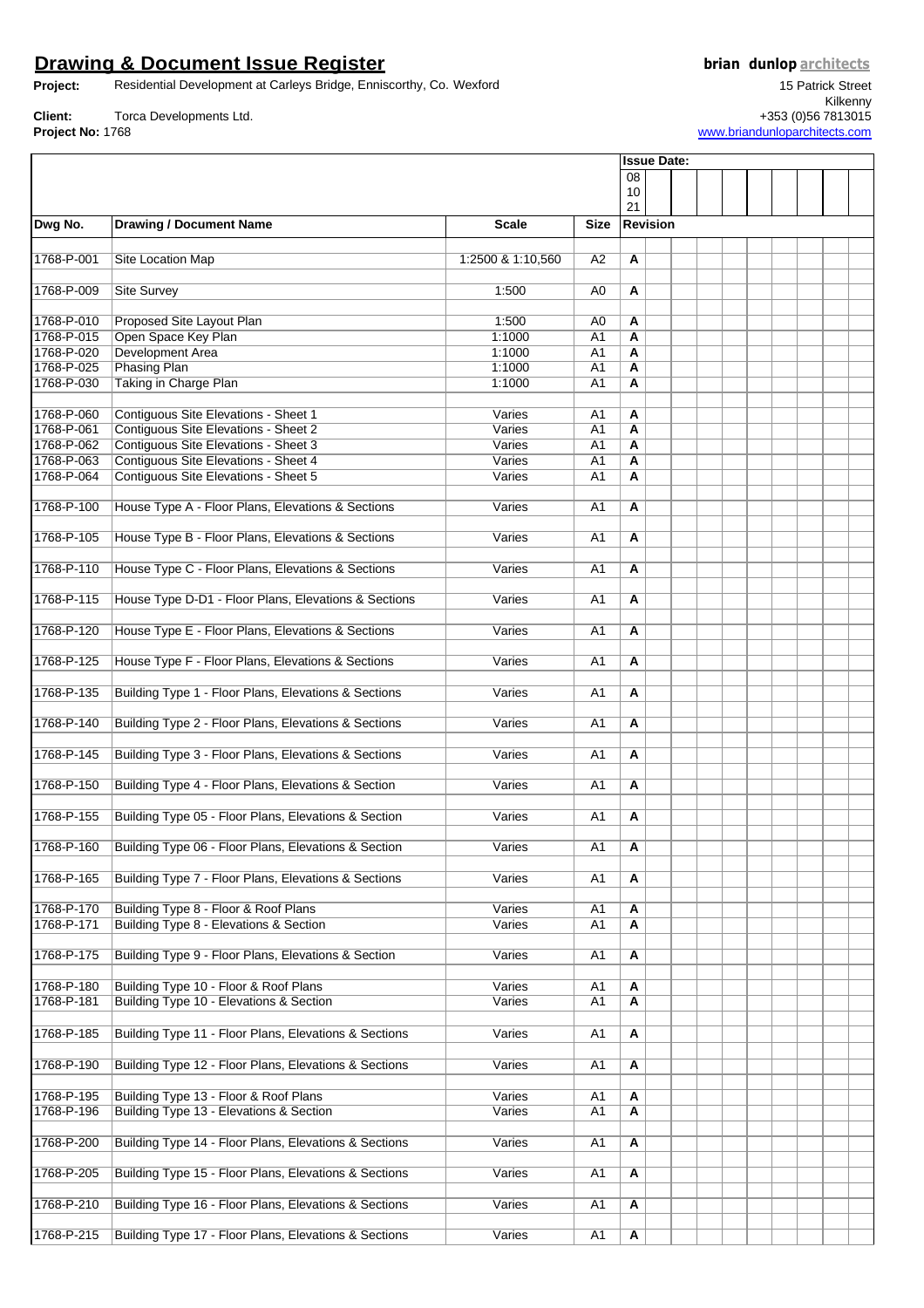# Drawing & Document Issue Register

**Project:** Residential Development at Carleys Bridge, Enniscorthy, Co. Wexford

**Client:** Torca Developments Ltd.

**Project No:** 1768

**brian dunlop architects**
15 Patrick Street
Kilkenny
+353 (0)56 7813015
www.briandunloparchitects.com

| | | | | Issue Date: | | | | | | | | | |
|---|---|---|---|---|---|---|---|---|---|---|---|---|---|
| | | | | 08 10 21 | | | | | | | | | |
| **Dwg No.** | **Drawing / Document Name** | **Scale** | **Size** | **Revision** | | | | | | | | | |
| 1768-P-001 | Site Location Map | 1:2500 & 1:10,560 | A2 | A | | | | | | | | | |
| 1768-P-009 | Site Survey | 1:500 | A0 | A | | | | | | | | | |
| 1768-P-010 | Proposed Site Layout Plan | 1:500 | A0 | A | | | | | | | | | |
| 1768-P-015 | Open Space Key Plan | 1:1000 | A1 | A | | | | | | | | | |
| 1768-P-020 | Development Area | 1:1000 | A1 | A | | | | | | | | | |
| 1768-P-025 | Phasing Plan | 1:1000 | A1 | A | | | | | | | | | |
| 1768-P-030 | Taking in Charge Plan | 1:1000 | A1 | A | | | | | | | | | |
| 1768-P-060 | Contiguous Site Elevations - Sheet 1 | Varies | A1 | A | | | | | | | | | |
| 1768-P-061 | Contiguous Site Elevations - Sheet 2 | Varies | A1 | A | | | | | | | | | |
| 1768-P-062 | Contiguous Site Elevations - Sheet 3 | Varies | A1 | A | | | | | | | | | |
| 1768-P-063 | Contiguous Site Elevations - Sheet 4 | Varies | A1 | A | | | | | | | | | |
| 1768-P-064 | Contiguous Site Elevations - Sheet 5 | Varies | A1 | A | | | | | | | | | |
| 1768-P-100 | House Type A - Floor Plans, Elevations & Sections | Varies | A1 | A | | | | | | | | | |
| 1768-P-105 | House Type B - Floor Plans, Elevations & Sections | Varies | A1 | A | | | | | | | | | |
| 1768-P-110 | House Type C - Floor Plans, Elevations & Sections | Varies | A1 | A | | | | | | | | | |
| 1768-P-115 | House Type D-D1 - Floor Plans, Elevations & Sections | Varies | A1 | A | | | | | | | | | |
| 1768-P-120 | House Type E - Floor Plans, Elevations & Sections | Varies | A1 | A | | | | | | | | | |
| 1768-P-125 | House Type F - Floor Plans, Elevations & Sections | Varies | A1 | A | | | | | | | | | |
| 1768-P-135 | Building Type 1 - Floor Plans, Elevations & Sections | Varies | A1 | A | | | | | | | | | |
| 1768-P-140 | Building Type 2 - Floor Plans, Elevations & Sections | Varies | A1 | A | | | | | | | | | |
| 1768-P-145 | Building Type 3 - Floor Plans, Elevations & Sections | Varies | A1 | A | | | | | | | | | |
| 1768-P-150 | Building Type 4 - Floor Plans, Elevations & Section | Varies | A1 | A | | | | | | | | | |
| 1768-P-155 | Building Type 05 - Floor Plans, Elevations & Section | Varies | A1 | A | | | | | | | | | |
| 1768-P-160 | Building Type 06 - Floor Plans, Elevations & Section | Varies | A1 | A | | | | | | | | | |
| 1768-P-165 | Building Type 7 - Floor Plans, Elevations & Sections | Varies | A1 | A | | | | | | | | | |
| 1768-P-170 | Building Type 8 - Floor & Roof Plans | Varies | A1 | A | | | | | | | | | |
| 1768-P-171 | Building Type 8 - Elevations & Section | Varies | A1 | A | | | | | | | | | |
| 1768-P-175 | Building Type 9 - Floor Plans, Elevations & Section | Varies | A1 | A | | | | | | | | | |
| 1768-P-180 | Building Type 10 - Floor & Roof Plans | Varies | A1 | A | | | | | | | | | |
| 1768-P-181 | Building Type 10 - Elevations & Section | Varies | A1 | A | | | | | | | | | |
| 1768-P-185 | Building Type 11 - Floor Plans, Elevations & Sections | Varies | A1 | A | | | | | | | | | |
| 1768-P-190 | Building Type 12 - Floor Plans, Elevations & Sections | Varies | A1 | A | | | | | | | | | |
| 1768-P-195 | Building Type 13 - Floor & Roof Plans | Varies | A1 | A | | | | | | | | | |
| 1768-P-196 | Building Type 13 - Elevations & Section | Varies | A1 | A | | | | | | | | | |
| 1768-P-200 | Building Type 14 - Floor Plans, Elevations & Sections | Varies | A1 | A | | | | | | | | | |
| 1768-P-205 | Building Type 15 - Floor Plans, Elevations & Sections | Varies | A1 | A | | | | | | | | | |
| 1768-P-210 | Building Type 16 - Floor Plans, Elevations & Sections | Varies | A1 | A | | | | | | | | | |
| 1768-P-215 | Building Type 17 - Floor Plans, Elevations & Sections | Varies | A1 | A | | | | | | | | | |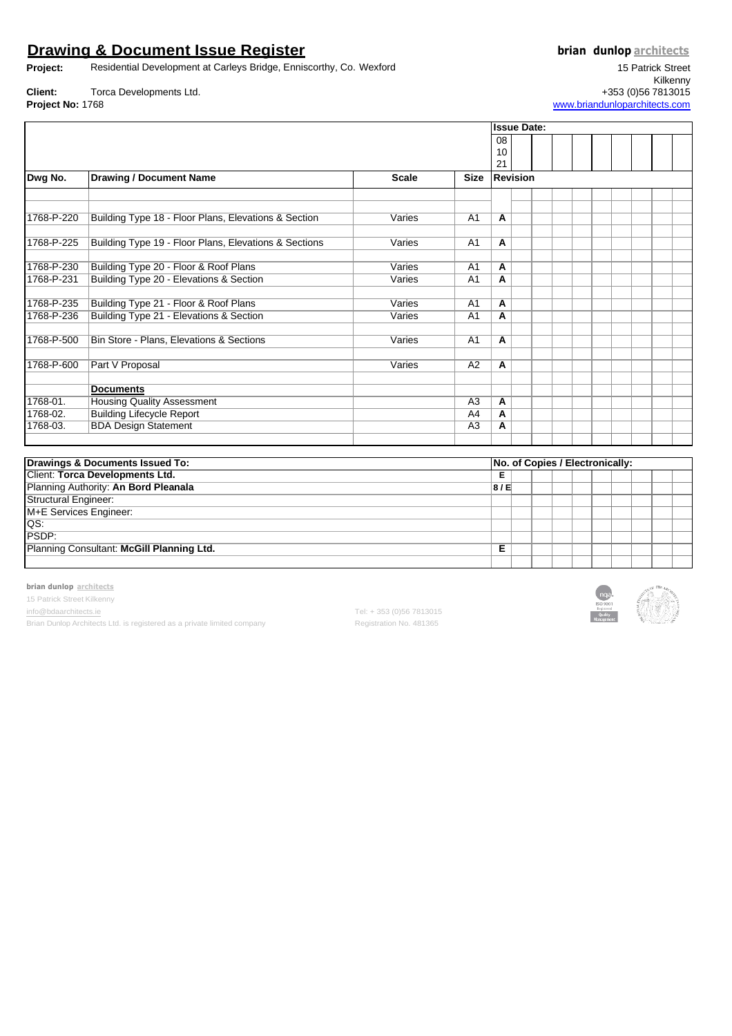# Drawing & Document Issue Register

**brian dunlop architects**

**Project:** Residential Development at Carleys Bridge, Enniscorthy, Co. Wexford

**Client:** Torca Developments Ltd.

**Project No:** 1768

15 Patrick Street
Kilkenny
+353 (0)56 7813015
www.briandunloparchitects.com

| | | | | Issue Date: | | | | | | | | | |
|---|---|---|---|---|---|---|---|---|---|---|---|---|---|
| | | | | 08 10 21 | | | | | | | | | |
| **Dwg No.** | **Drawing / Document Name** | **Scale** | **Size** | **Revision** | | | | | | | | | |
| | | | | | | | | | | | | | |
| 1768-P-220 | Building Type 18 - Floor Plans, Elevations & Section | Varies | A1 | **A** | | | | | | | | | |
| 1768-P-225 | Building Type 19 - Floor Plans, Elevations & Sections | Varies | A1 | **A** | | | | | | | | | |
| 1768-P-230 | Building Type 20 - Floor & Roof Plans | Varies | A1 | **A** | | | | | | | | | |
| 1768-P-231 | Building Type 20 - Elevations & Section | Varies | A1 | **A** | | | | | | | | | |
| 1768-P-235 | Building Type 21 - Floor & Roof Plans | Varies | A1 | **A** | | | | | | | | | |
| 1768-P-236 | Building Type 21 - Elevations & Section | Varies | A1 | **A** | | | | | | | | | |
| 1768-P-500 | Bin Store - Plans, Elevations & Sections | Varies | A1 | **A** | | | | | | | | | |
| 1768-P-600 | Part V Proposal | Varies | A2 | **A** | | | | | | | | | |
| | **Documents** | | | | | | | | | | | | |
| 1768-01. | Housing Quality Assessment | | A3 | **A** | | | | | | | | | |
| 1768-02. | Building Lifecycle Report | | A4 | **A** | | | | | | | | | |
| 1768-03. | BDA Design Statement | | A3 | **A** | | | | | | | | | |

| **Drawings & Documents Issued To:** | **No. of Copies / Electronically:** | | | | | | | | | |
|---|---|---|---|---|---|---|---|---|---|---|
| Client: **Torca Developments Ltd.** | **E** | | | | | | | | | |
| Planning Authority: **An Bord Pleanala** | **8 / E** | | | | | | | | | |
| Structural Engineer: | | | | | | | | | | |
| M+E Services Engineer: | | | | | | | | | | |
| QS: | | | | | | | | | | |
| PSDP: | | | | | | | | | | |
| Planning Consultant: **McGill Planning Ltd.** | **E** | | | | | | | | | |

**brian dunlop architects**
15 Patrick Street Kilkenny
info@bdaarchitects.ie
Brian Dunlop Architects Ltd. is registered as a private limited company

Tel: + 353 (0)56 7813015
Registration No. 481365